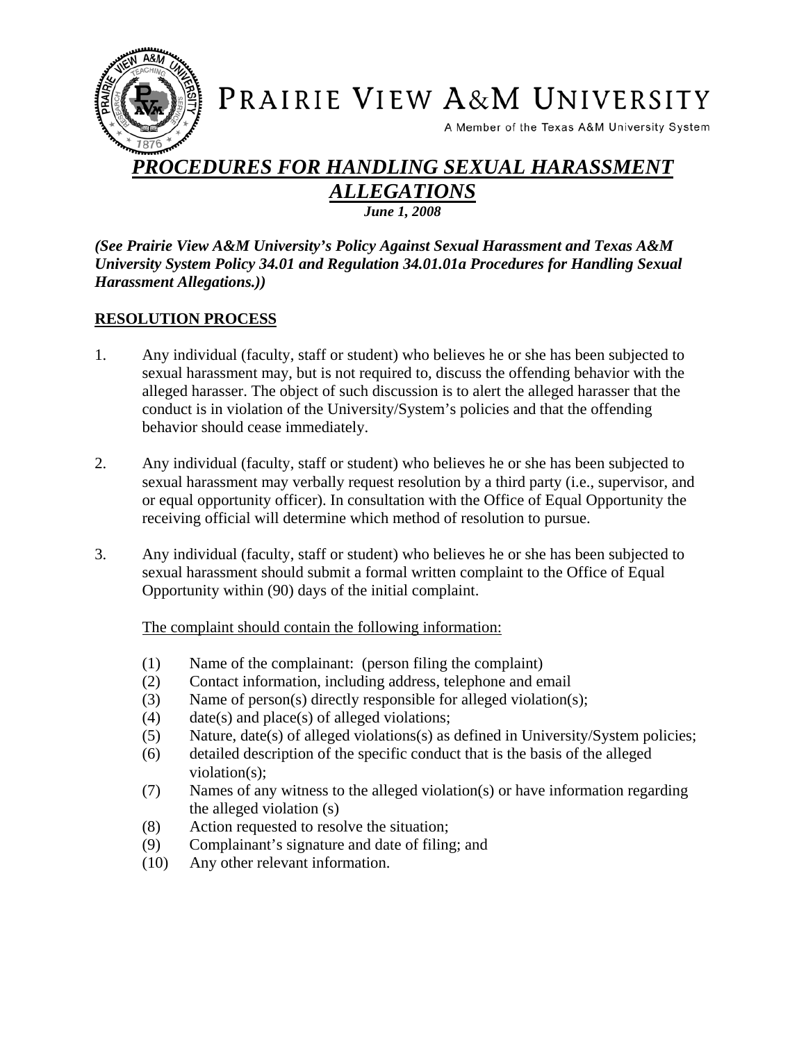# PRAIRIE VIEW A&M UNIVERSITY

A Member of the Texas A&M University System

## ***PROCEDURES FOR HANDLING SEXUAL HARASSMENT ALLEGATIONS***

***June 1, 2008***

***(See Prairie View A&M University's Policy Against Sexual Harassment and Texas A&M University System Policy 34.01 and Regulation 34.01.01a Procedures for Handling Sexual Harassment Allegations.))***

### RESOLUTION PROCESS

1. Any individual (faculty, staff or student) who believes he or she has been subjected to sexual harassment may, but is not required to, discuss the offending behavior with the alleged harasser. The object of such discussion is to alert the alleged harasser that the conduct is in violation of the University/System's policies and that the offending behavior should cease immediately.

2. Any individual (faculty, staff or student) who believes he or she has been subjected to sexual harassment may verbally request resolution by a third party (i.e., supervisor, and or equal opportunity officer). In consultation with the Office of Equal Opportunity the receiving official will determine which method of resolution to pursue.

3. Any individual (faculty, staff or student) who believes he or she has been subjected to sexual harassment should submit a formal written complaint to the Office of Equal Opportunity within (90) days of the initial complaint.

   <u>The complaint should contain the following information:</u>

   (1) Name of the complainant: (person filing the complaint)
   (2) Contact information, including address, telephone and email
   (3) Name of person(s) directly responsible for alleged violation(s);
   (4) date(s) and place(s) of alleged violations;
   (5) Nature, date(s) of alleged violations(s) as defined in University/System policies;
   (6) detailed description of the specific conduct that is the basis of the alleged violation(s);
   (7) Names of any witness to the alleged violation(s) or have information regarding the alleged violation (s)
   (8) Action requested to resolve the situation;
   (9) Complainant's signature and date of filing; and
   (10) Any other relevant information.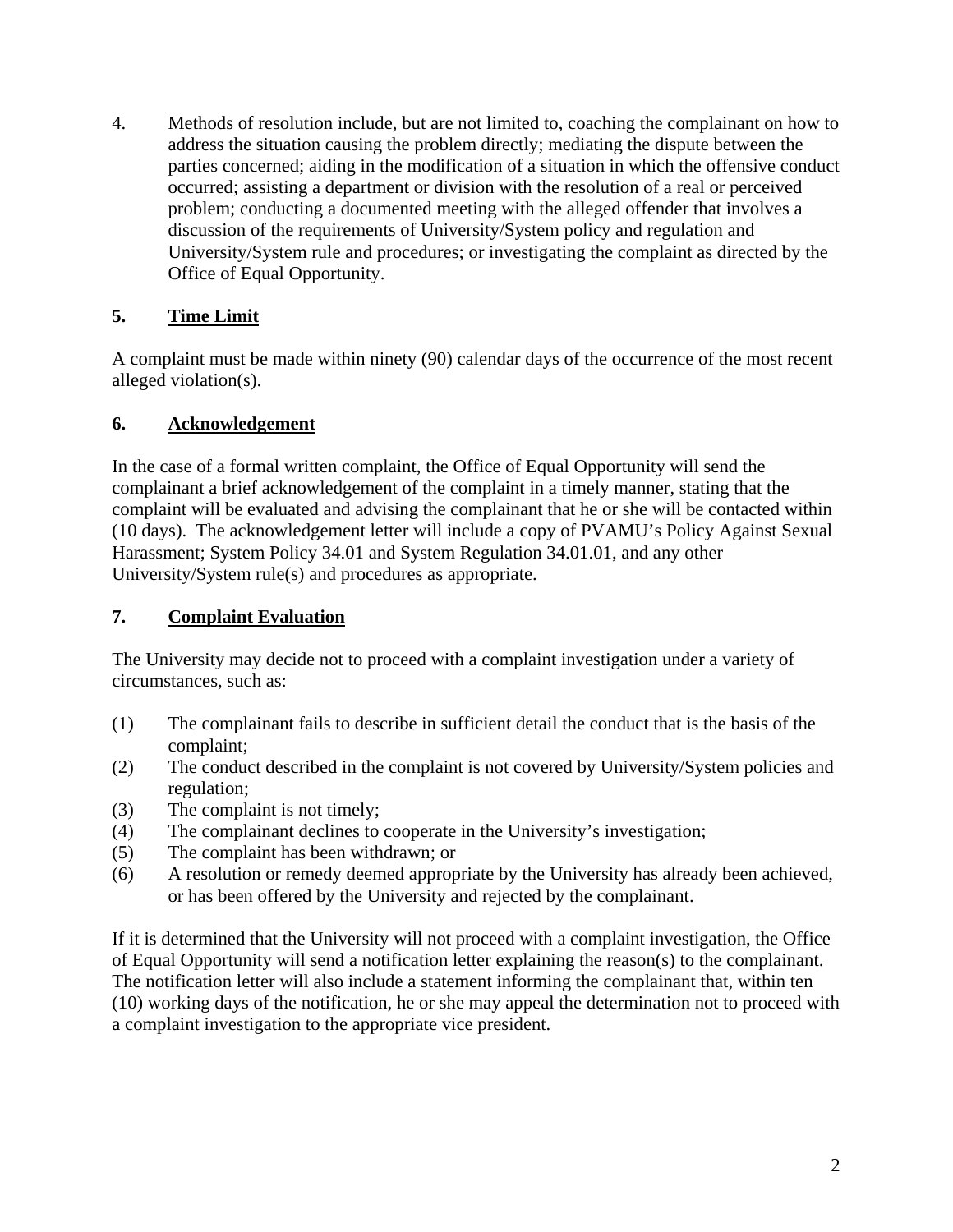4. Methods of resolution include, but are not limited to, coaching the complainant on how to address the situation causing the problem directly; mediating the dispute between the parties concerned; aiding in the modification of a situation in which the offensive conduct occurred; assisting a department or division with the resolution of a real or perceived problem; conducting a documented meeting with the alleged offender that involves a discussion of the requirements of University/System policy and regulation and University/System rule and procedures; or investigating the complaint as directed by the Office of Equal Opportunity.

## 5. Time Limit

A complaint must be made within ninety (90) calendar days of the occurrence of the most recent alleged violation(s).

## 6. Acknowledgement

In the case of a formal written complaint, the Office of Equal Opportunity will send the complainant a brief acknowledgement of the complaint in a timely manner, stating that the complaint will be evaluated and advising the complainant that he or she will be contacted within (10 days). The acknowledgement letter will include a copy of PVAMU's Policy Against Sexual Harassment; System Policy 34.01 and System Regulation 34.01.01, and any other University/System rule(s) and procedures as appropriate.

## 7. Complaint Evaluation

The University may decide not to proceed with a complaint investigation under a variety of circumstances, such as:

(1) The complainant fails to describe in sufficient detail the conduct that is the basis of the complaint;
(2) The conduct described in the complaint is not covered by University/System policies and regulation;
(3) The complaint is not timely;
(4) The complainant declines to cooperate in the University's investigation;
(5) The complaint has been withdrawn; or
(6) A resolution or remedy deemed appropriate by the University has already been achieved, or has been offered by the University and rejected by the complainant.

If it is determined that the University will not proceed with a complaint investigation, the Office of Equal Opportunity will send a notification letter explaining the reason(s) to the complainant. The notification letter will also include a statement informing the complainant that, within ten (10) working days of the notification, he or she may appeal the determination not to proceed with a complaint investigation to the appropriate vice president.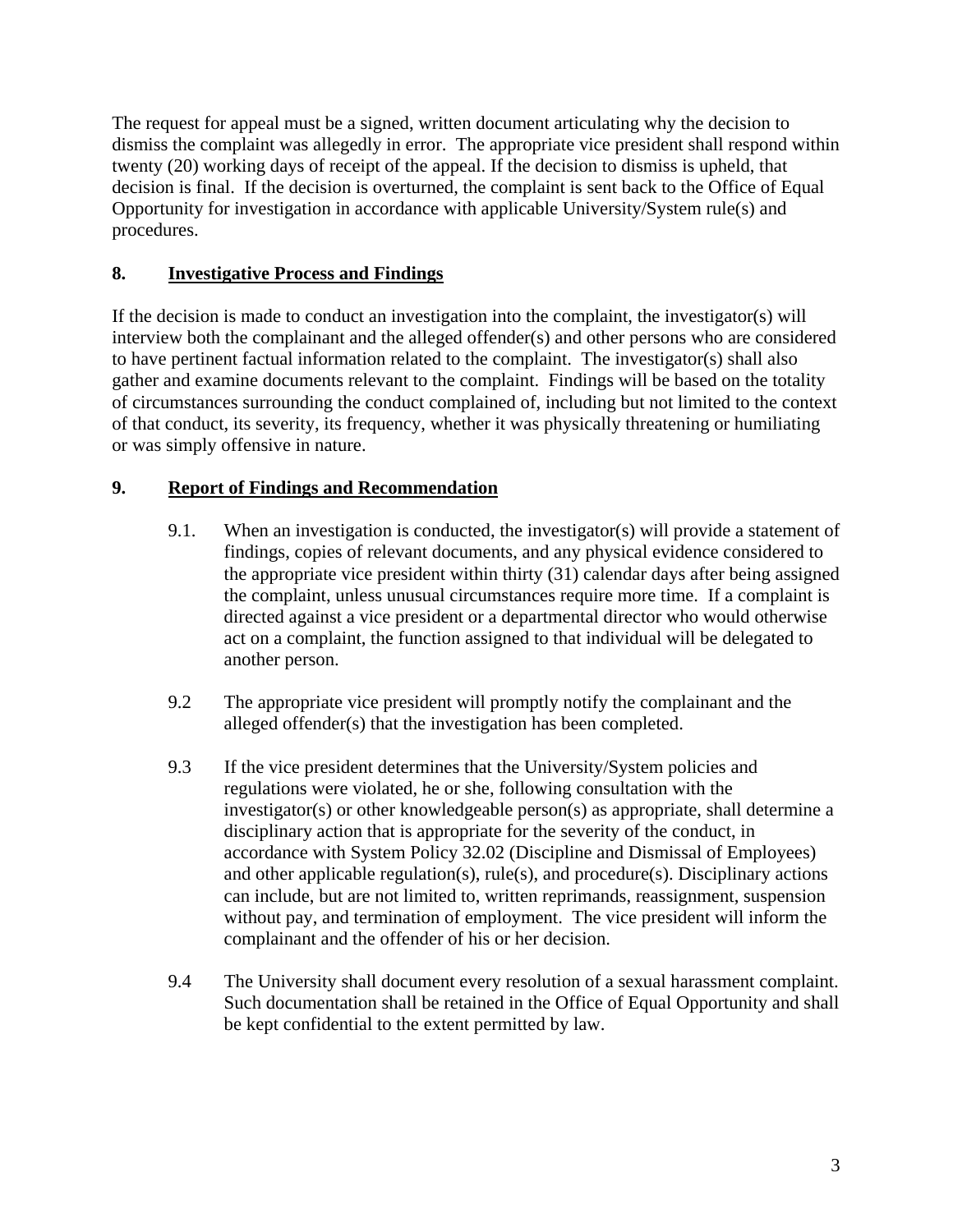The request for appeal must be a signed, written document articulating why the decision to dismiss the complaint was allegedly in error. The appropriate vice president shall respond within twenty (20) working days of receipt of the appeal. If the decision to dismiss is upheld, that decision is final. If the decision is overturned, the complaint is sent back to the Office of Equal Opportunity for investigation in accordance with applicable University/System rule(s) and procedures.

## 8. Investigative Process and Findings

If the decision is made to conduct an investigation into the complaint, the investigator(s) will interview both the complainant and the alleged offender(s) and other persons who are considered to have pertinent factual information related to the complaint. The investigator(s) shall also gather and examine documents relevant to the complaint. Findings will be based on the totality of circumstances surrounding the conduct complained of, including but not limited to the context of that conduct, its severity, its frequency, whether it was physically threatening or humiliating or was simply offensive in nature.

## 9. Report of Findings and Recommendation

9.1. When an investigation is conducted, the investigator(s) will provide a statement of findings, copies of relevant documents, and any physical evidence considered to the appropriate vice president within thirty (31) calendar days after being assigned the complaint, unless unusual circumstances require more time. If a complaint is directed against a vice president or a departmental director who would otherwise act on a complaint, the function assigned to that individual will be delegated to another person.

9.2 The appropriate vice president will promptly notify the complainant and the alleged offender(s) that the investigation has been completed.

9.3 If the vice president determines that the University/System policies and regulations were violated, he or she, following consultation with the investigator(s) or other knowledgeable person(s) as appropriate, shall determine a disciplinary action that is appropriate for the severity of the conduct, in accordance with System Policy 32.02 (Discipline and Dismissal of Employees) and other applicable regulation(s), rule(s), and procedure(s). Disciplinary actions can include, but are not limited to, written reprimands, reassignment, suspension without pay, and termination of employment. The vice president will inform the complainant and the offender of his or her decision.

9.4 The University shall document every resolution of a sexual harassment complaint. Such documentation shall be retained in the Office of Equal Opportunity and shall be kept confidential to the extent permitted by law.